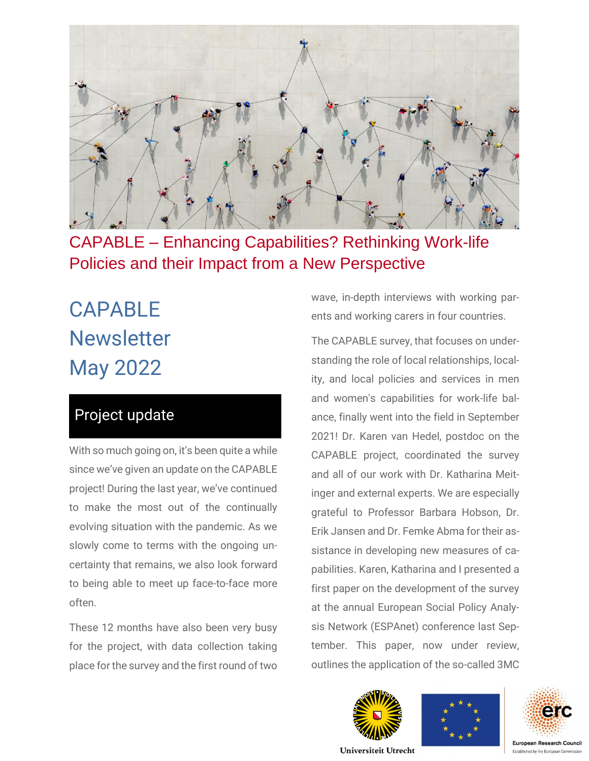# CAPABLE – Enhancing Capabilities? Rethinking Work-life Policies and their Impact from a New Perspective

## CAPABLE Newsletter May 2022

### Project update

With so much going on, it's been quite a while since we've given an update on the CAPABLE project! During the last year, we've continued to make the most out of the continually evolving situation with the pandemic. As we slowly come to terms with the ongoing uncertainty that remains, we also look forward to being able to meet up face-to-face more often.

These 12 months have also been very busy for the project, with data collection taking place for the survey and the first round of two wave, in-depth interviews with working parents and working carers in four countries.

The CAPABLE survey, that focuses on understanding the role of local relationships, locality, and local policies and services in men and women's capabilities for work-life balance, finally went into the field in September 2021! Dr. Karen van Hedel, postdoc on the CAPABLE project, coordinated the survey and all of our work with Dr. Katharina Meitinger and external experts. We are especially grateful to Professor Barbara Hobson, Dr. Erik Jansen and Dr. Femke Abma for their assistance in developing new measures of capabilities. Karen, Katharina and I presented a first paper on the development of the survey at the annual European Social Policy Analysis Network (ESPAnet) conference last September. This paper, now under review, outlines the application of the so-called 3MC

Universiteit Utrecht

European Research Council
Established by the European Commission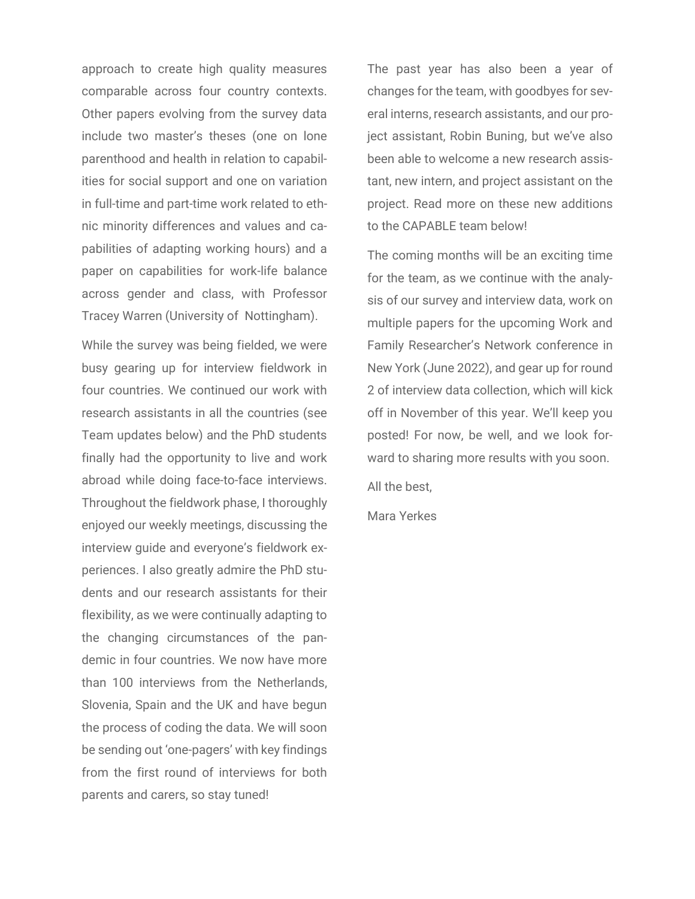approach to create high quality measures comparable across four country contexts. Other papers evolving from the survey data include two master's theses (one on lone parenthood and health in relation to capabilities for social support and one on variation in full-time and part-time work related to ethnic minority differences and values and capabilities of adapting working hours) and a paper on capabilities for work-life balance across gender and class, with Professor Tracey Warren (University of Nottingham).

While the survey was being fielded, we were busy gearing up for interview fieldwork in four countries. We continued our work with research assistants in all the countries (see Team updates below) and the PhD students finally had the opportunity to live and work abroad while doing face-to-face interviews. Throughout the fieldwork phase, I thoroughly enjoyed our weekly meetings, discussing the interview guide and everyone's fieldwork experiences. I also greatly admire the PhD students and our research assistants for their flexibility, as we were continually adapting to the changing circumstances of the pandemic in four countries. We now have more than 100 interviews from the Netherlands, Slovenia, Spain and the UK and have begun the process of coding the data. We will soon be sending out 'one-pagers' with key findings from the first round of interviews for both parents and carers, so stay tuned!

The past year has also been a year of changes for the team, with goodbyes for several interns, research assistants, and our project assistant, Robin Buning, but we've also been able to welcome a new research assistant, new intern, and project assistant on the project. Read more on these new additions to the CAPABLE team below!

The coming months will be an exciting time for the team, as we continue with the analysis of our survey and interview data, work on multiple papers for the upcoming Work and Family Researcher's Network conference in New York (June 2022), and gear up for round 2 of interview data collection, which will kick off in November of this year. We'll keep you posted! For now, be well, and we look forward to sharing more results with you soon.

All the best,

Mara Yerkes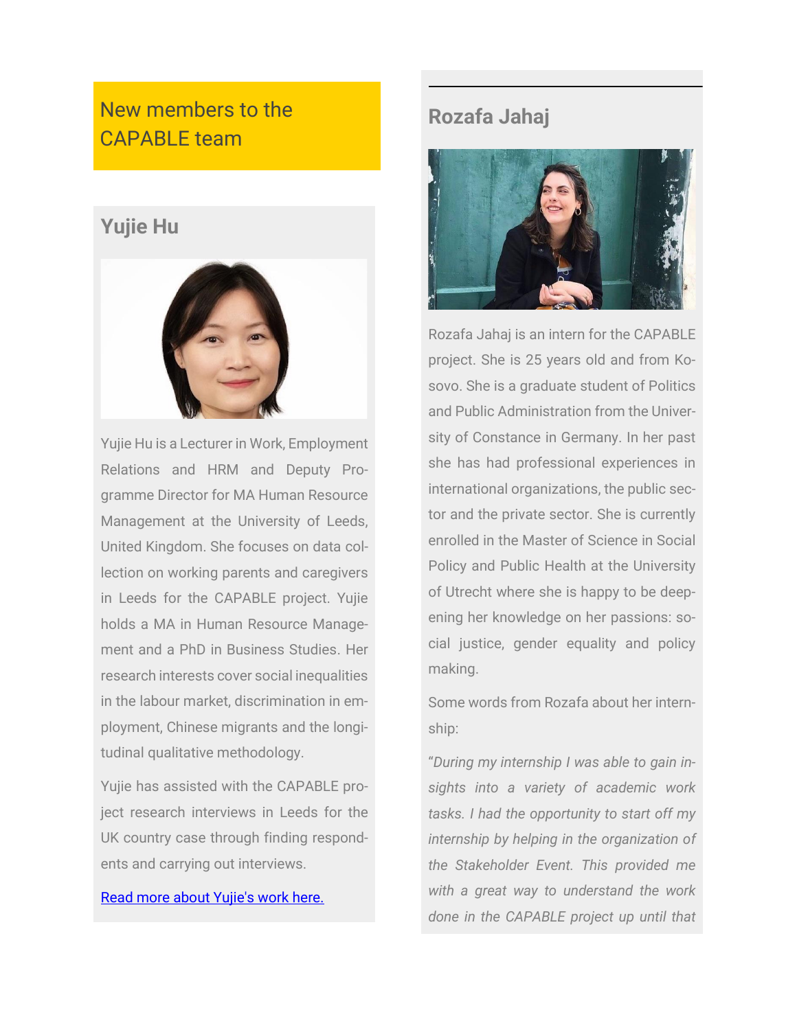# New members to the CAPABLE team

## Yujie Hu

Yujie Hu is a Lecturer in Work, Employment Relations and HRM and Deputy Programme Director for MA Human Resource Management at the University of Leeds, United Kingdom. She focuses on data collection on working parents and caregivers in Leeds for the CAPABLE project. Yujie holds a MA in Human Resource Management and a PhD in Business Studies. Her research interests cover social inequalities in the labour market, discrimination in employment, Chinese migrants and the longitudinal qualitative methodology.

Yujie has assisted with the CAPABLE project research interviews in Leeds for the UK country case through finding respondents and carrying out interviews.

[Read more about Yujie's work here.]

## Rozafa Jahaj

Rozafa Jahaj is an intern for the CAPABLE project. She is 25 years old and from Kosovo. She is a graduate student of Politics and Public Administration from the University of Constance in Germany. In her past she has had professional experiences in international organizations, the public sector and the private sector. She is currently enrolled in the Master of Science in Social Policy and Public Health at the University of Utrecht where she is happy to be deepening her knowledge on her passions: social justice, gender equality and policy making.

Some words from Rozafa about her internship:

*"During my internship I was able to gain insights into a variety of academic work tasks. I had the opportunity to start off my internship by helping in the organization of the Stakeholder Event. This provided me with a great way to understand the work done in the CAPABLE project up until that*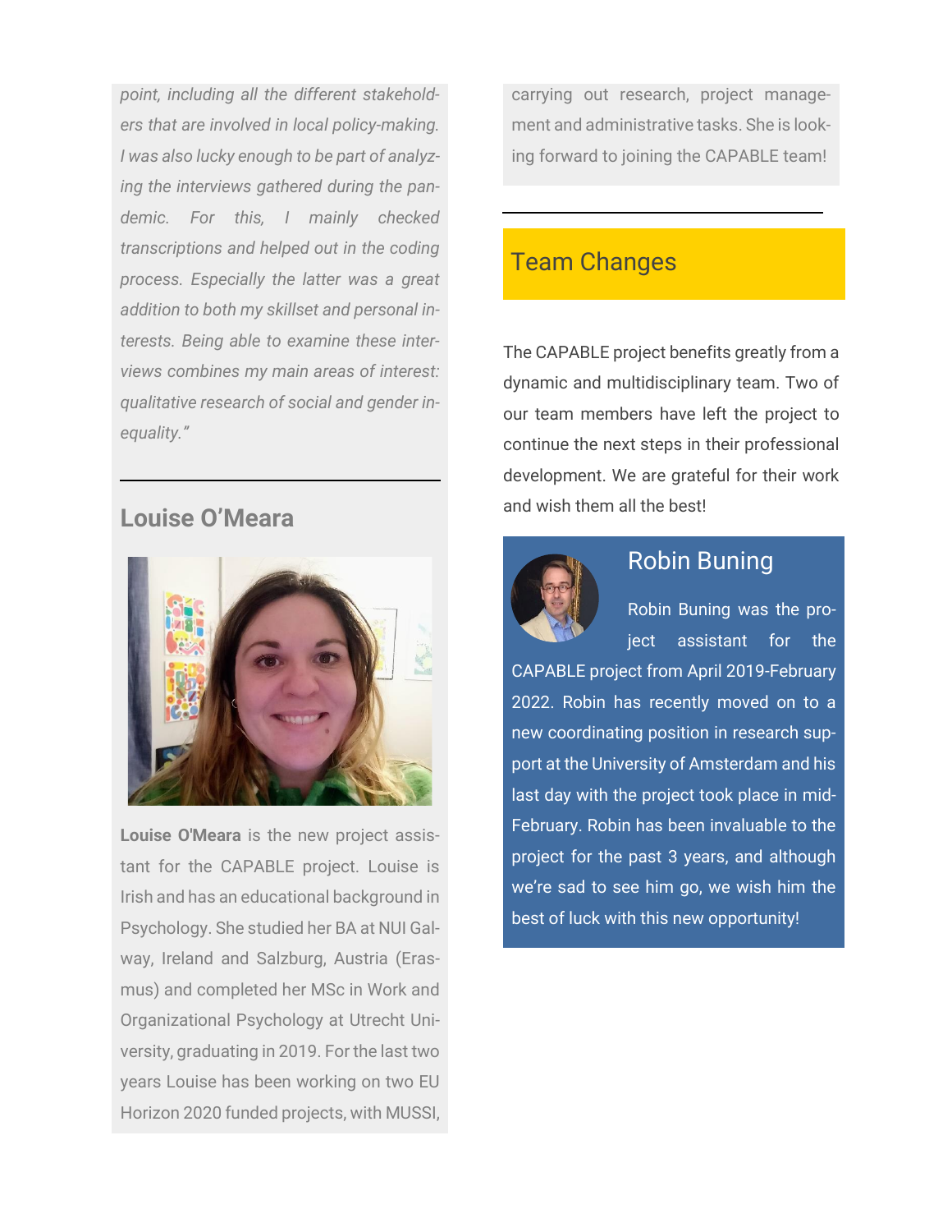*point, including all the different stakeholders that are involved in local policy-making. I was also lucky enough to be part of analyzing the interviews gathered during the pandemic. For this, I mainly checked transcriptions and helped out in the coding process. Especially the latter was a great addition to both my skillset and personal interests. Being able to examine these interviews combines my main areas of interest: qualitative research of social and gender inequality."*

---

## Louise O'Meara

**Louise O'Meara** is the new project assistant for the CAPABLE project. Louise is Irish and has an educational background in Psychology. She studied her BA at NUI Galway, Ireland and Salzburg, Austria (Erasmus) and completed her MSc in Work and Organizational Psychology at Utrecht University, graduating in 2019. For the last two years Louise has been working on two EU Horizon 2020 funded projects, with MUSSI, carrying out research, project management and administrative tasks. She is looking forward to joining the CAPABLE team!

---

## Team Changes

The CAPABLE project benefits greatly from a dynamic and multidisciplinary team. Two of our team members have left the project to continue the next steps in their professional development. We are grateful for their work and wish them all the best!

### Robin Buning

Robin Buning was the project assistant for the CAPABLE project from April 2019-February 2022. Robin has recently moved on to a new coordinating position in research support at the University of Amsterdam and his last day with the project took place in mid-February. Robin has been invaluable to the project for the past 3 years, and although we're sad to see him go, we wish him the best of luck with this new opportunity!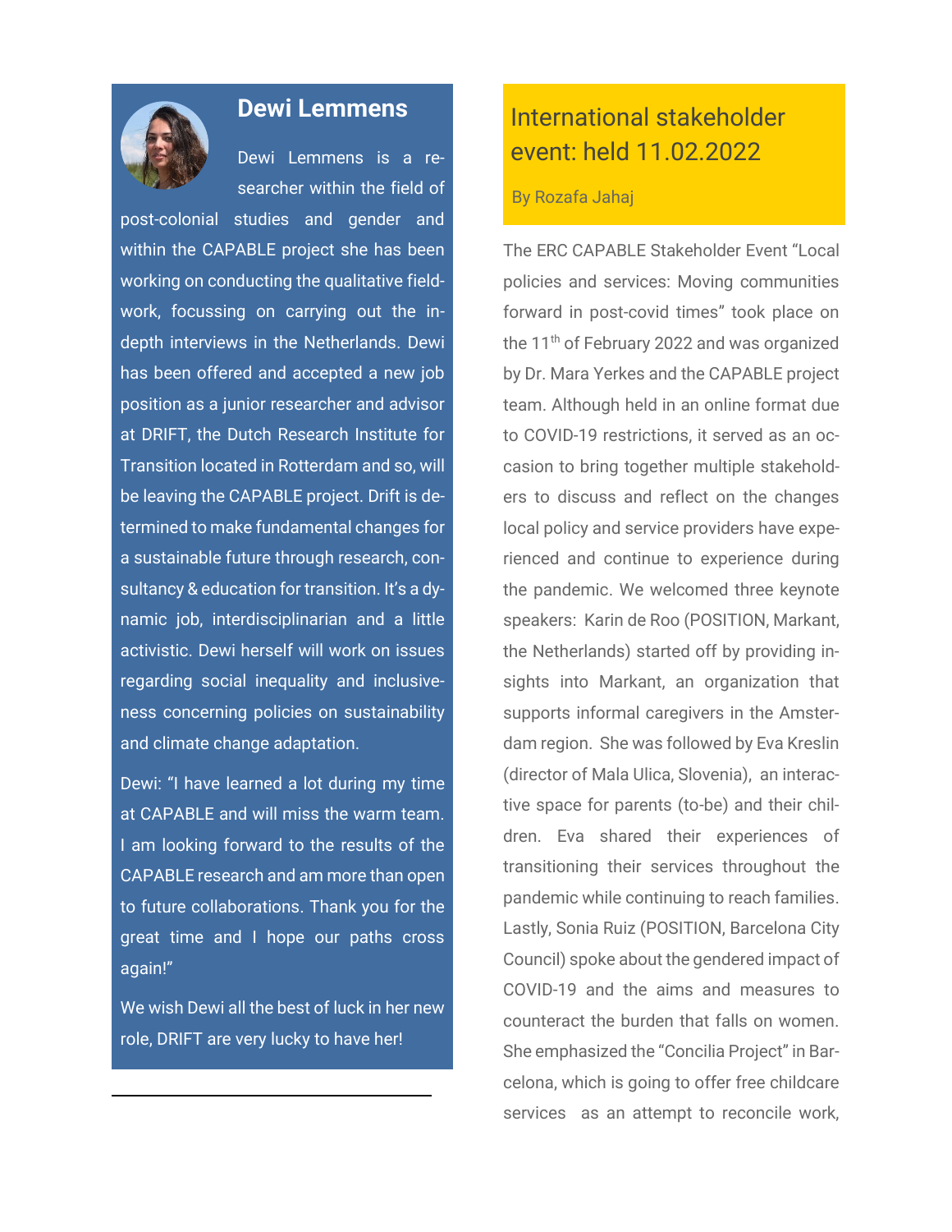## Dewi Lemmens

Dewi Lemmens is a researcher within the field of post-colonial studies and gender and within the CAPABLE project she has been working on conducting the qualitative fieldwork, focussing on carrying out the in-depth interviews in the Netherlands. Dewi has been offered and accepted a new job position as a junior researcher and advisor at DRIFT, the Dutch Research Institute for Transition located in Rotterdam and so, will be leaving the CAPABLE project. Drift is determined to make fundamental changes for a sustainable future through research, consultancy & education for transition. It's a dynamic job, interdisciplinarian and a little activistic. Dewi herself will work on issues regarding social inequality and inclusiveness concerning policies on sustainability and climate change adaptation.

Dewi: "I have learned a lot during my time at CAPABLE and will miss the warm team. I am looking forward to the results of the CAPABLE research and am more than open to future collaborations. Thank you for the great time and I hope our paths cross again!"

We wish Dewi all the best of luck in her new role, DRIFT are very lucky to have her!

---

## International stakeholder event: held 11.02.2022

By Rozafa Jahaj

The ERC CAPABLE Stakeholder Event "Local policies and services: Moving communities forward in post-covid times" took place on the 11th of February 2022 and was organized by Dr. Mara Yerkes and the CAPABLE project team. Although held in an online format due to COVID-19 restrictions, it served as an occasion to bring together multiple stakeholders to discuss and reflect on the changes local policy and service providers have experienced and continue to experience during the pandemic. We welcomed three keynote speakers: Karin de Roo (POSITION, Markant, the Netherlands) started off by providing insights into Markant, an organization that supports informal caregivers in the Amsterdam region. She was followed by Eva Kreslin (director of Mala Ulica, Slovenia), an interactive space for parents (to-be) and their children. Eva shared their experiences of transitioning their services throughout the pandemic while continuing to reach families. Lastly, Sonia Ruiz (POSITION, Barcelona City Council) spoke about the gendered impact of COVID-19 and the aims and measures to counteract the burden that falls on women. She emphasized the "Concilia Project" in Barcelona, which is going to offer free childcare services as an attempt to reconcile work,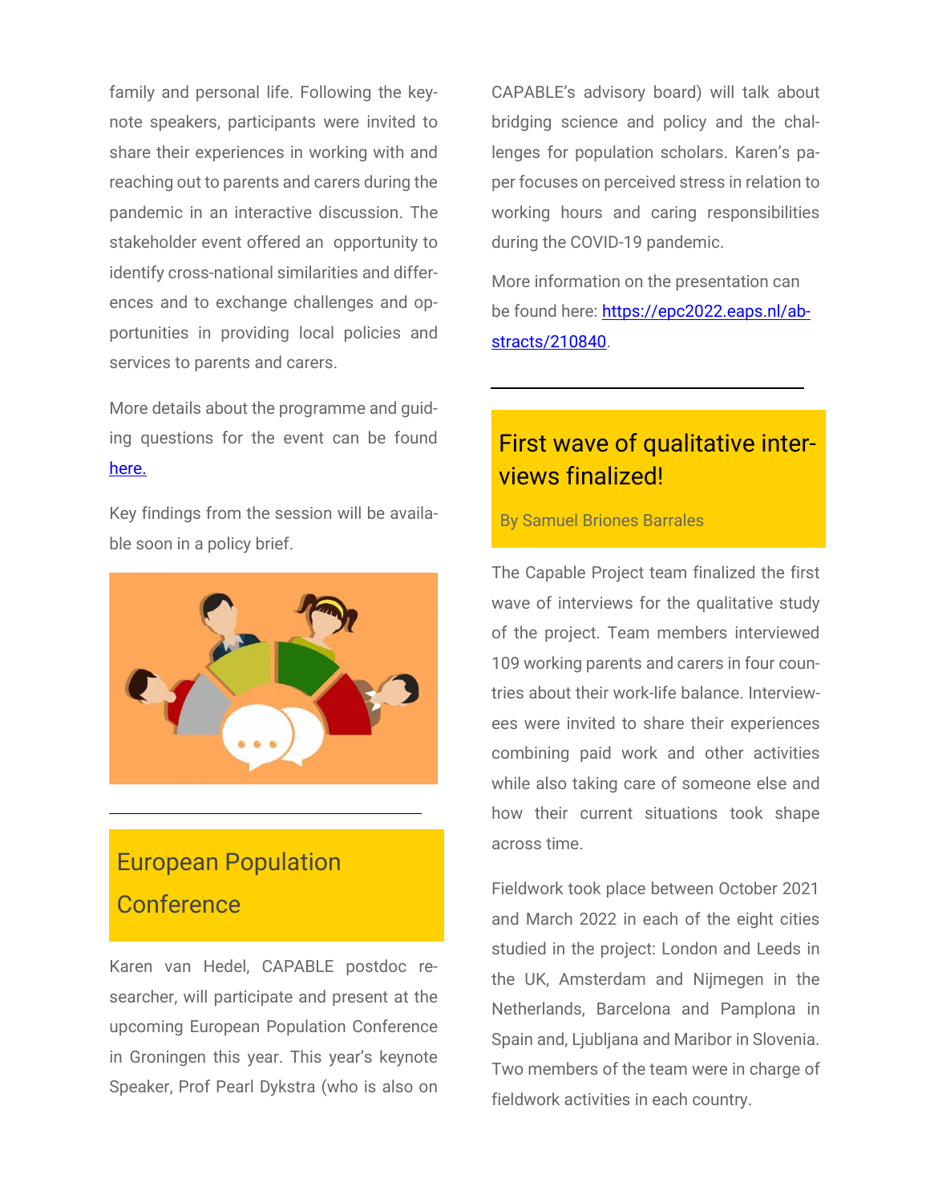family and personal life. Following the keynote speakers, participants were invited to share their experiences in working with and reaching out to parents and carers during the pandemic in an interactive discussion. The stakeholder event offered an opportunity to identify cross-national similarities and differences and to exchange challenges and opportunities in providing local policies and services to parents and carers.

More details about the programme and guiding questions for the event can be found here.

Key findings from the session will be available soon in a policy brief.

## European Population Conference

Karen van Hedel, CAPABLE postdoc researcher, will participate and present at the upcoming European Population Conference in Groningen this year. This year's keynote Speaker, Prof Pearl Dykstra (who is also on CAPABLE's advisory board) will talk about bridging science and policy and the challenges for population scholars. Karen's paper focuses on perceived stress in relation to working hours and caring responsibilities during the COVID-19 pandemic.

More information on the presentation can be found here: https://epc2022.eaps.nl/abstracts/210840.

## First wave of qualitative interviews finalized!

By Samuel Briones Barrales

The Capable Project team finalized the first wave of interviews for the qualitative study of the project. Team members interviewed 109 working parents and carers in four countries about their work-life balance. Interviewees were invited to share their experiences combining paid work and other activities while also taking care of someone else and how their current situations took shape across time.

Fieldwork took place between October 2021 and March 2022 in each of the eight cities studied in the project: London and Leeds in the UK, Amsterdam and Nijmegen in the Netherlands, Barcelona and Pamplona in Spain and, Ljubljana and Maribor in Slovenia. Two members of the team were in charge of fieldwork activities in each country.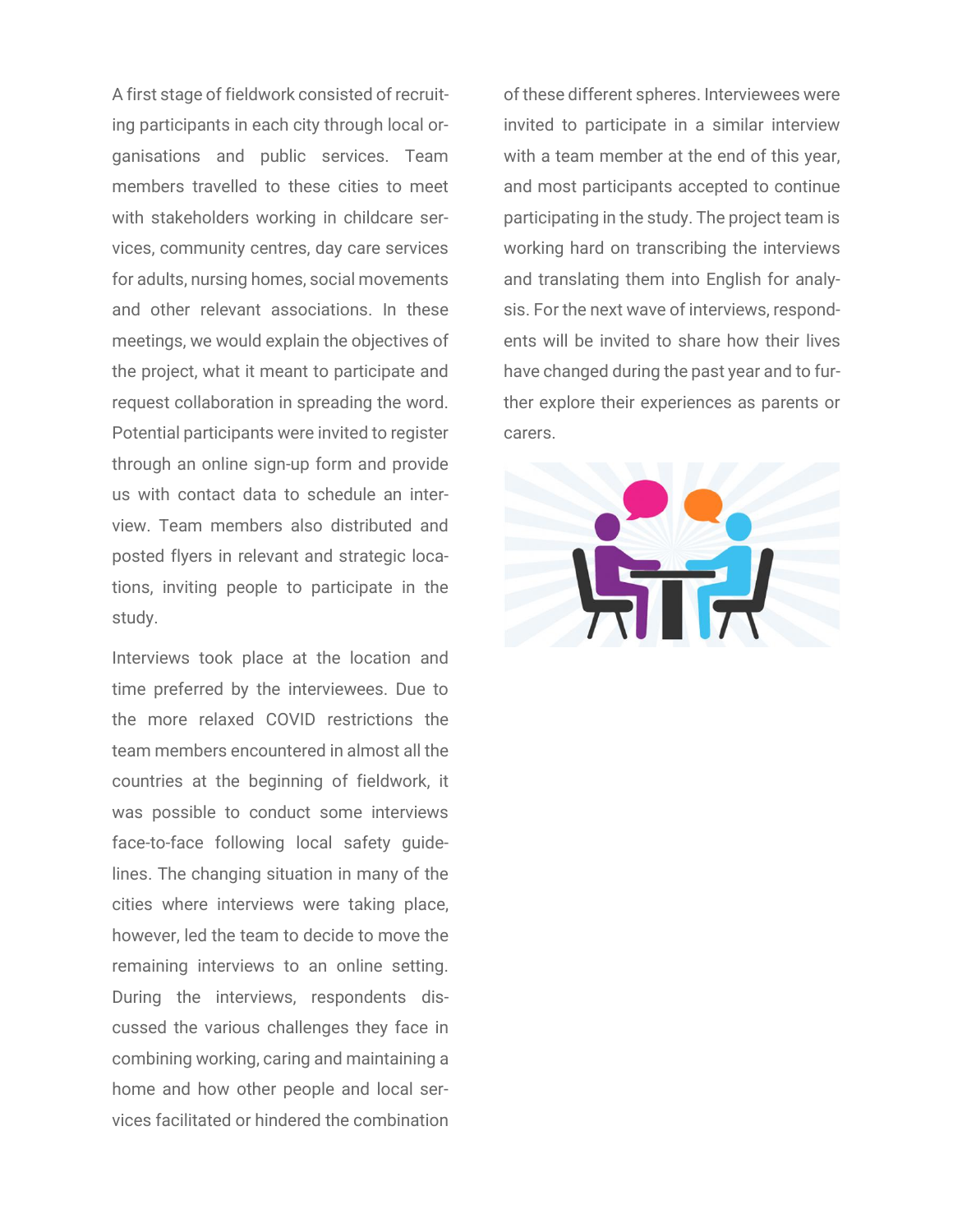A first stage of fieldwork consisted of recruiting participants in each city through local organisations and public services. Team members travelled to these cities to meet with stakeholders working in childcare services, community centres, day care services for adults, nursing homes, social movements and other relevant associations. In these meetings, we would explain the objectives of the project, what it meant to participate and request collaboration in spreading the word. Potential participants were invited to register through an online sign-up form and provide us with contact data to schedule an interview. Team members also distributed and posted flyers in relevant and strategic locations, inviting people to participate in the study.

Interviews took place at the location and time preferred by the interviewees. Due to the more relaxed COVID restrictions the team members encountered in almost all the countries at the beginning of fieldwork, it was possible to conduct some interviews face-to-face following local safety guidelines. The changing situation in many of the cities where interviews were taking place, however, led the team to decide to move the remaining interviews to an online setting. During the interviews, respondents discussed the various challenges they face in combining working, caring and maintaining a home and how other people and local services facilitated or hindered the combination of these different spheres. Interviewees were invited to participate in a similar interview with a team member at the end of this year, and most participants accepted to continue participating in the study. The project team is working hard on transcribing the interviews and translating them into English for analysis. For the next wave of interviews, respondents will be invited to share how their lives have changed during the past year and to further explore their experiences as parents or carers.